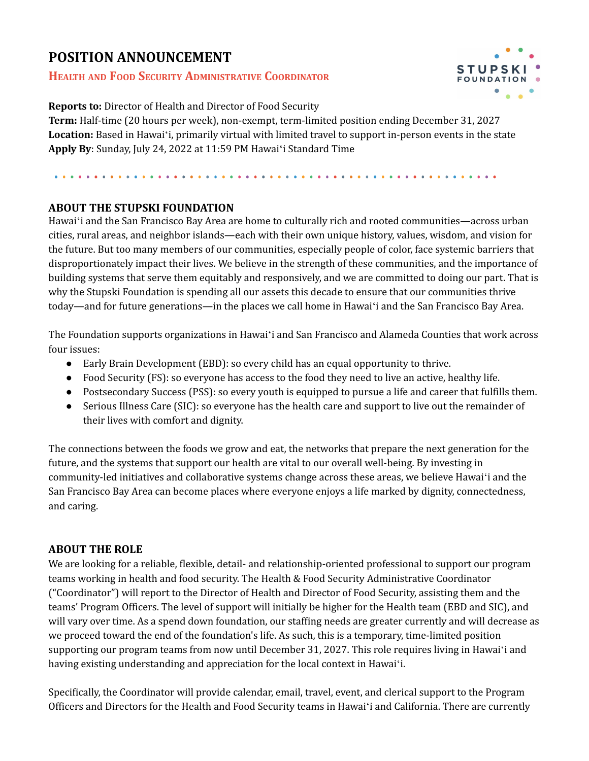# POSITION ANNOUNCEMENT

## Health and Food Security Administrative Coordinator

**Reports to:** Director of Health and Director of Food Security
**Term:** Half-time (20 hours per week), non-exempt, term-limited position ending December 31, 2027
**Location:** Based in Hawaiʻi, primarily virtual with limited travel to support in-person events in the state
**Apply By**: Sunday, July 24, 2022 at 11:59 PM Hawaiʻi Standard Time

## ABOUT THE STUPSKI FOUNDATION

Hawaiʻi and the San Francisco Bay Area are home to culturally rich and rooted communities—across urban cities, rural areas, and neighbor islands—each with their own unique history, values, wisdom, and vision for the future. But too many members of our communities, especially people of color, face systemic barriers that disproportionately impact their lives. We believe in the strength of these communities, and the importance of building systems that serve them equitably and responsively, and we are committed to doing our part. That is why the Stupski Foundation is spending all our assets this decade to ensure that our communities thrive today—and for future generations—in the places we call home in Hawaiʻi and the San Francisco Bay Area.

The Foundation supports organizations in Hawaiʻi and San Francisco and Alameda Counties that work across four issues:

- Early Brain Development (EBD): so every child has an equal opportunity to thrive.
- Food Security (FS): so everyone has access to the food they need to live an active, healthy life.
- Postsecondary Success (PSS): so every youth is equipped to pursue a life and career that fulfills them.
- Serious Illness Care (SIC): so everyone has the health care and support to live out the remainder of their lives with comfort and dignity.

The connections between the foods we grow and eat, the networks that prepare the next generation for the future, and the systems that support our health are vital to our overall well-being. By investing in community-led initiatives and collaborative systems change across these areas, we believe Hawaiʻi and the San Francisco Bay Area can become places where everyone enjoys a life marked by dignity, connectedness, and caring.

## ABOUT THE ROLE

We are looking for a reliable, flexible, detail- and relationship-oriented professional to support our program teams working in health and food security. The Health & Food Security Administrative Coordinator ("Coordinator") will report to the Director of Health and Director of Food Security, assisting them and the teams' Program Officers. The level of support will initially be higher for the Health team (EBD and SIC), and will vary over time. As a spend down foundation, our staffing needs are greater currently and will decrease as we proceed toward the end of the foundation's life. As such, this is a temporary, time-limited position supporting our program teams from now until December 31, 2027. This role requires living in Hawaiʻi and having existing understanding and appreciation for the local context in Hawaiʻi.

Specifically, the Coordinator will provide calendar, email, travel, event, and clerical support to the Program Officers and Directors for the Health and Food Security teams in Hawaiʻi and California. There are currently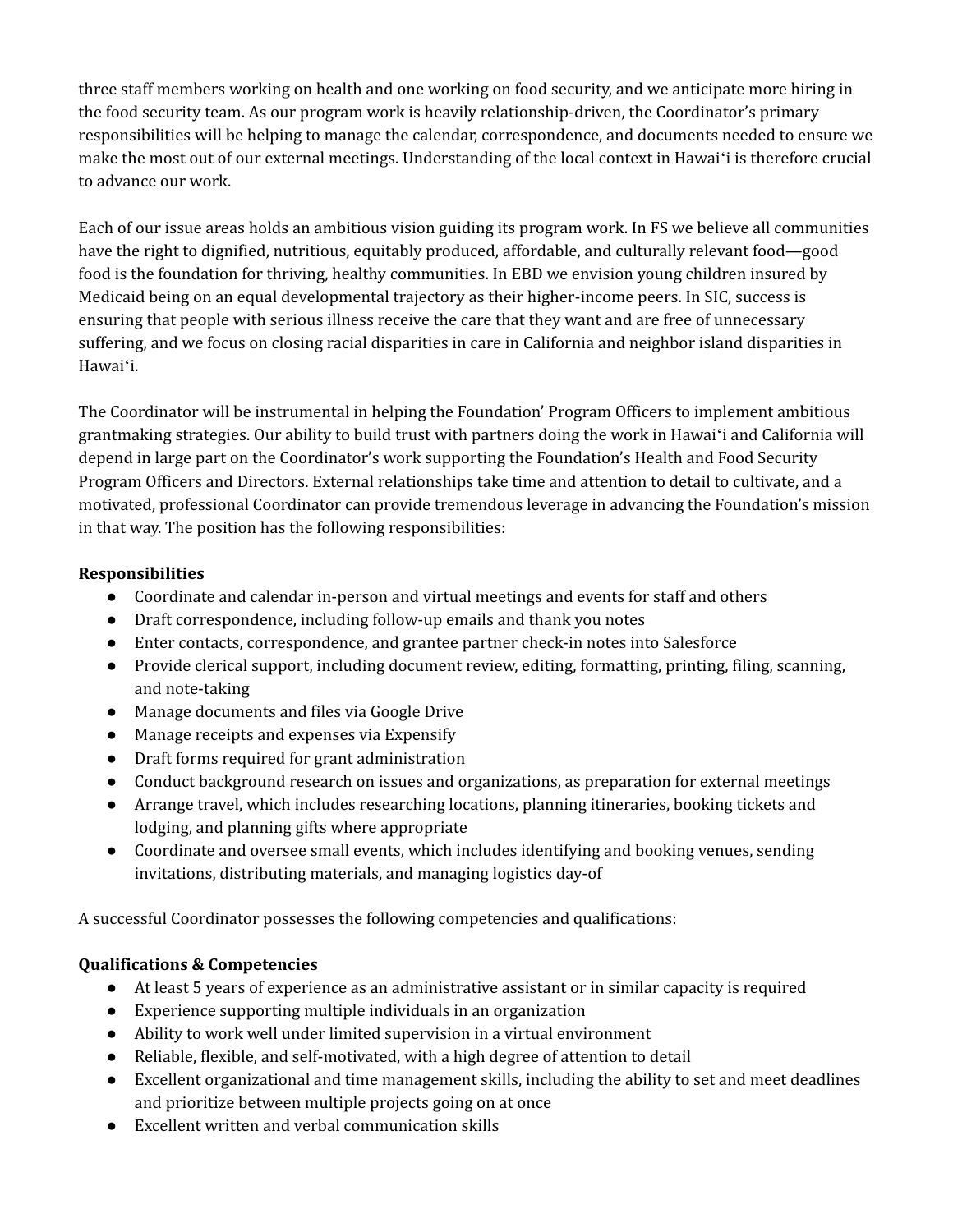three staff members working on health and one working on food security, and we anticipate more hiring in the food security team. As our program work is heavily relationship-driven, the Coordinator's primary responsibilities will be helping to manage the calendar, correspondence, and documents needed to ensure we make the most out of our external meetings. Understanding of the local context in Hawaiʻi is therefore crucial to advance our work.

Each of our issue areas holds an ambitious vision guiding its program work. In FS we believe all communities have the right to dignified, nutritious, equitably produced, affordable, and culturally relevant food—good food is the foundation for thriving, healthy communities. In EBD we envision young children insured by Medicaid being on an equal developmental trajectory as their higher-income peers. In SIC, success is ensuring that people with serious illness receive the care that they want and are free of unnecessary suffering, and we focus on closing racial disparities in care in California and neighbor island disparities in Hawaiʻi.

The Coordinator will be instrumental in helping the Foundation' Program Officers to implement ambitious grantmaking strategies. Our ability to build trust with partners doing the work in Hawaiʻi and California will depend in large part on the Coordinator's work supporting the Foundation's Health and Food Security Program Officers and Directors. External relationships take time and attention to detail to cultivate, and a motivated, professional Coordinator can provide tremendous leverage in advancing the Foundation's mission in that way. The position has the following responsibilities:

**Responsibilities**

- Coordinate and calendar in-person and virtual meetings and events for staff and others
- Draft correspondence, including follow-up emails and thank you notes
- Enter contacts, correspondence, and grantee partner check-in notes into Salesforce
- Provide clerical support, including document review, editing, formatting, printing, filing, scanning, and note-taking
- Manage documents and files via Google Drive
- Manage receipts and expenses via Expensify
- Draft forms required for grant administration
- Conduct background research on issues and organizations, as preparation for external meetings
- Arrange travel, which includes researching locations, planning itineraries, booking tickets and lodging, and planning gifts where appropriate
- Coordinate and oversee small events, which includes identifying and booking venues, sending invitations, distributing materials, and managing logistics day-of

A successful Coordinator possesses the following competencies and qualifications:

**Qualifications & Competencies**

- At least 5 years of experience as an administrative assistant or in similar capacity is required
- Experience supporting multiple individuals in an organization
- Ability to work well under limited supervision in a virtual environment
- Reliable, flexible, and self-motivated, with a high degree of attention to detail
- Excellent organizational and time management skills, including the ability to set and meet deadlines and prioritize between multiple projects going on at once
- Excellent written and verbal communication skills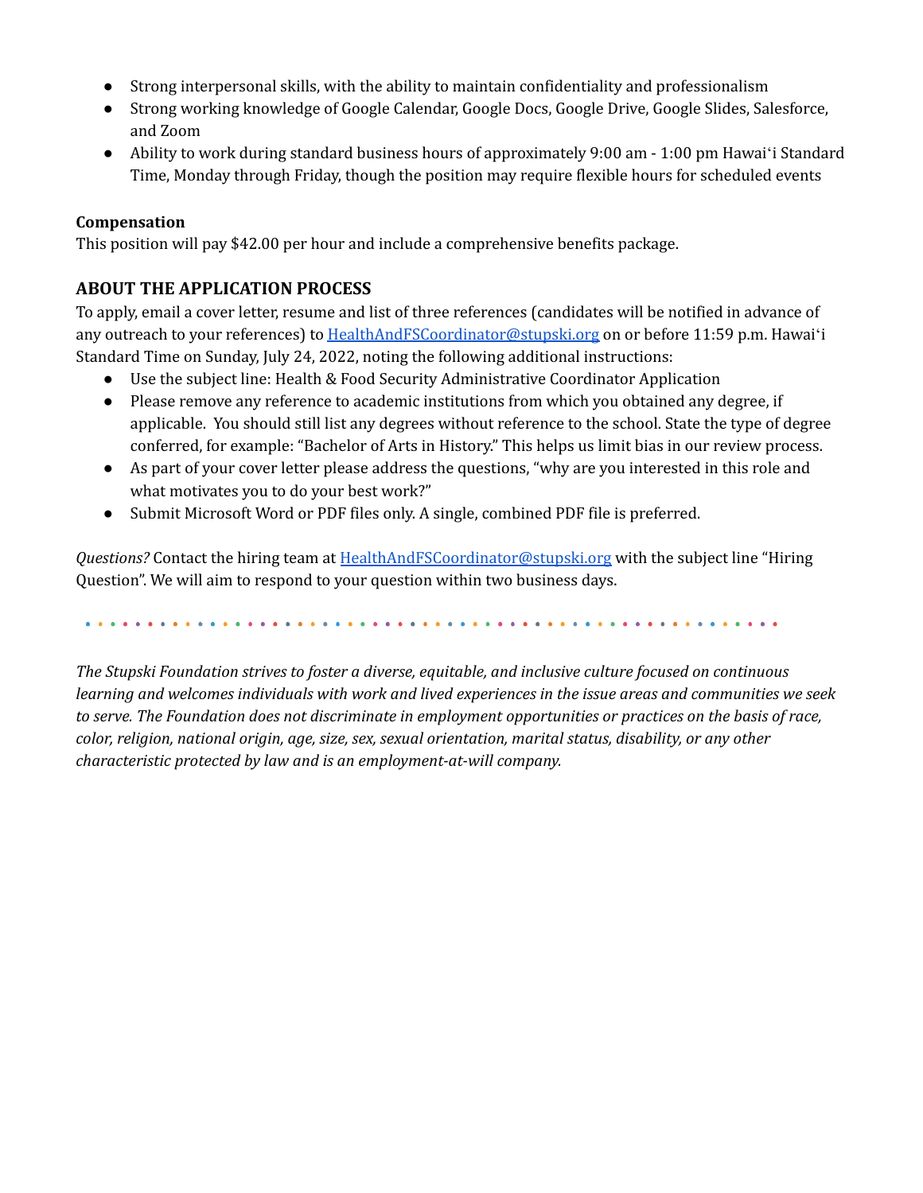- Strong interpersonal skills, with the ability to maintain confidentiality and professionalism
- Strong working knowledge of Google Calendar, Google Docs, Google Drive, Google Slides, Salesforce, and Zoom
- Ability to work during standard business hours of approximately 9:00 am - 1:00 pm Hawaiʻi Standard Time, Monday through Friday, though the position may require flexible hours for scheduled events

**Compensation**

This position will pay $42.00 per hour and include a comprehensive benefits package.

## ABOUT THE APPLICATION PROCESS

To apply, email a cover letter, resume and list of three references (candidates will be notified in advance of any outreach to your references) to [HealthAndFSCoordinator@stupski.org](mailto:HealthAndFSCoordinator@stupski.org) on or before 11:59 p.m. Hawaiʻi Standard Time on Sunday, July 24, 2022, noting the following additional instructions:

- Use the subject line: Health & Food Security Administrative Coordinator Application
- Please remove any reference to academic institutions from which you obtained any degree, if applicable. You should still list any degrees without reference to the school. State the type of degree conferred, for example: "Bachelor of Arts in History." This helps us limit bias in our review process.
- As part of your cover letter please address the questions, "why are you interested in this role and what motivates you to do your best work?"
- Submit Microsoft Word or PDF files only. A single, combined PDF file is preferred.

*Questions?* Contact the hiring team at [HealthAndFSCoordinator@stupski.org](mailto:HealthAndFSCoordinator@stupski.org) with the subject line "Hiring Question". We will aim to respond to your question within two business days.

---

*The Stupski Foundation strives to foster a diverse, equitable, and inclusive culture focused on continuous learning and welcomes individuals with work and lived experiences in the issue areas and communities we seek to serve. The Foundation does not discriminate in employment opportunities or practices on the basis of race, color, religion, national origin, age, size, sex, sexual orientation, marital status, disability, or any other characteristic protected by law and is an employment-at-will company.*